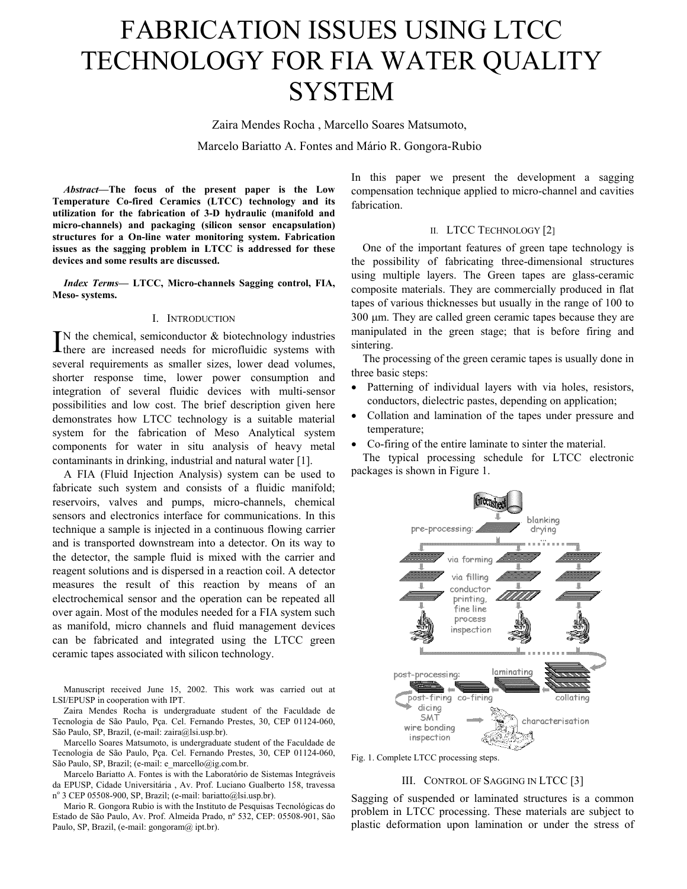# FABRICATION ISSUES USING LTCC TECHNOLOGY FOR FIA WATER QUALITY SYSTEM

Zaira Mendes Rocha , Marcello Soares Matsumoto,

Marcelo Bariatto A. Fontes and Mário R. Gongora-Rubio

***Abstract*—The focus of the present paper is the Low Temperature Co-fired Ceramics (LTCC) technology and its utilization for the fabrication of 3-D hydraulic (manifold and micro-channels) and packaging (silicon sensor encapsulation) structures for a On-line water monitoring system. Fabrication issues as the sagging problem in LTCC is addressed for these devices and some results are discussed.**

***Index Terms*— LTCC, Micro-channels Sagging control, FIA, Meso- systems.**

## I. Introduction

IN the chemical, semiconductor & biotechnology industries there are increased needs for microfluidic systems with several requirements as smaller sizes, lower dead volumes, shorter response time, lower power consumption and integration of several fluidic devices with multi-sensor possibilities and low cost. The brief description given here demonstrates how LTCC technology is a suitable material system for the fabrication of Meso Analytical system components for water in situ analysis of heavy metal contaminants in drinking, industrial and natural water [1].

A FIA (Fluid Injection Analysis) system can be used to fabricate such system and consists of a fluidic manifold; reservoirs, valves and pumps, micro-channels, chemical sensors and electronics interface for communications. In this technique a sample is injected in a continuous flowing carrier and is transported downstream into a detector. On its way to the detector, the sample fluid is mixed with the carrier and reagent solutions and is dispersed in a reaction coil. A detector measures the result of this reaction by means of an electrochemical sensor and the operation can be repeated all over again. Most of the modules needed for a FIA system such as manifold, micro channels and fluid management devices can be fabricated and integrated using the LTCC green ceramic tapes associated with silicon technology.

Manuscript received June 15, 2002. This work was carried out at LSI/EPUSP in cooperation with IPT.

Zaira Mendes Rocha is undergraduate student of the Faculdade de Tecnologia de São Paulo, Pça. Cel. Fernando Prestes, 30, CEP 01124-060, São Paulo, SP, Brazil, (e-mail: zaira@lsi.usp.br).

Marcello Soares Matsumoto, is undergraduate student of the Faculdade de Tecnologia de São Paulo, Pça. Cel. Fernando Prestes, 30, CEP 01124-060, São Paulo, SP, Brazil; (e-mail: e_marcello@ig.com.br.

Marcelo Bariatto A. Fontes is with the Laboratório de Sistemas Integráveis da EPUSP, Cidade Universitária , Av. Prof. Luciano Gualberto 158, travessa nº 3 CEP 05508-900, SP, Brazil; (e-mail: bariatto@lsi.usp.br).

Mario R. Gongora Rubio is with the Instituto de Pesquisas Tecnológicas do Estado de São Paulo, Av. Prof. Almeida Prado, nº 532, CEP: 05508-901, São Paulo, SP, Brazil, (e-mail: gongoram@ ipt.br).

In this paper we present the development a sagging compensation technique applied to micro-channel and cavities fabrication.

## II. LTCC Technology [2]

One of the important features of green tape technology is the possibility of fabricating three-dimensional structures using multiple layers. The Green tapes are glass-ceramic composite materials. They are commercially produced in flat tapes of various thicknesses but usually in the range of 100 to 300 μm. They are called green ceramic tapes because they are manipulated in the green stage; that is before firing and sintering.

The processing of the green ceramic tapes is usually done in three basic steps:

- Patterning of individual layers with via holes, resistors, conductors, dielectric pastes, depending on application;
- Collation and lamination of the tapes under pressure and temperature;
- Co-firing of the entire laminate to sinter the material.

The typical processing schedule for LTCC electronic packages is shown in Figure 1.

Fig. 1. Complete LTCC processing steps.

## III. Control of Sagging in LTCC [3]

Sagging of suspended or laminated structures is a common problem in LTCC processing. These materials are subject to plastic deformation upon lamination or under the stress of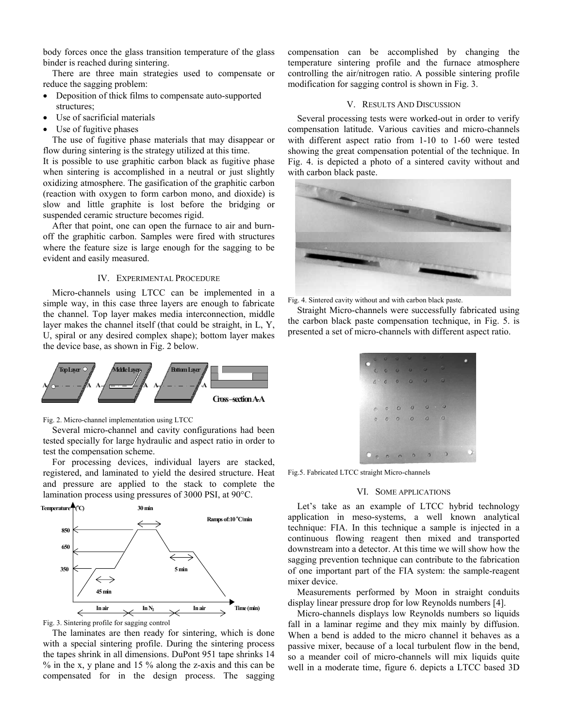body forces once the glass transition temperature of the glass binder is reached during sintering.

There are three main strategies used to compensate or reduce the sagging problem:

- Deposition of thick films to compensate auto-supported structures;
- Use of sacrificial materials
- Use of fugitive phases

The use of fugitive phase materials that may disappear or flow during sintering is the strategy utilized at this time.

It is possible to use graphitic carbon black as fugitive phase when sintering is accomplished in a neutral or just slightly oxidizing atmosphere. The gasification of the graphitic carbon (reaction with oxygen to form carbon mono, and dioxide) is slow and little graphite is lost before the bridging or suspended ceramic structure becomes rigid.

After that point, one can open the furnace to air and burn-off the graphitic carbon. Samples were fired with structures where the feature size is large enough for the sagging to be evident and easily measured.

## IV. Experimental Procedure

Micro-channels using LTCC can be implemented in a simple way, in this case three layers are enough to fabricate the channel. Top layer makes media interconnection, middle layer makes the channel itself (that could be straight, in L, Y, U, spiral or any desired complex shape); bottom layer makes the device base, as shown in Fig. 2 below.

Fig. 2. Micro-channel implementation using LTCC

Several micro-channel and cavity configurations had been tested specially for large hydraulic and aspect ratio in order to test the compensation scheme.

For processing devices, individual layers are stacked, registered, and laminated to yield the desired structure. Heat and pressure are applied to the stack to complete the lamination process using pressures of 3000 PSI, at 90°C.

Fig. 3. Sintering profile for sagging control

The laminates are then ready for sintering, which is done with a special sintering profile. During the sintering process the tapes shrink in all dimensions. DuPont 951 tape shrinks 14 % in the x, y plane and 15 % along the z-axis and this can be compensated for in the design process. The sagging compensation can be accomplished by changing the temperature sintering profile and the furnace atmosphere controlling the air/nitrogen ratio. A possible sintering profile modification for sagging control is shown in Fig. 3.

## V. Results And Discussion

Several processing tests were worked-out in order to verify compensation latitude. Various cavities and micro-channels with different aspect ratio from 1-10 to 1-60 were tested showing the great compensation potential of the technique. In Fig. 4. is depicted a photo of a sintered cavity without and with carbon black paste.

Fig. 4. Sintered cavity without and with carbon black paste.

Straight Micro-channels were successfully fabricated using the carbon black paste compensation technique, in Fig. 5. is presented a set of micro-channels with different aspect ratio.

Fig.5. Fabricated LTCC straight Micro-channels

## VI. Some Applications

Let's take as an example of LTCC hybrid technology application in meso-systems, a well known analytical technique: FIA. In this technique a sample is injected in a continuous flowing reagent then mixed and transported downstream into a detector. At this time we will show how the sagging prevention technique can contribute to the fabrication of one important part of the FIA system: the sample-reagent mixer device.

Measurements performed by Moon in straight conduits display linear pressure drop for low Reynolds numbers [4].

Micro-channels displays low Reynolds numbers so liquids fall in a laminar regime and they mix mainly by diffusion. When a bend is added to the micro channel it behaves as a passive mixer, because of a local turbulent flow in the bend, so a meander coil of micro-channels will mix liquids quite well in a moderate time, figure 6. depicts a LTCC based 3D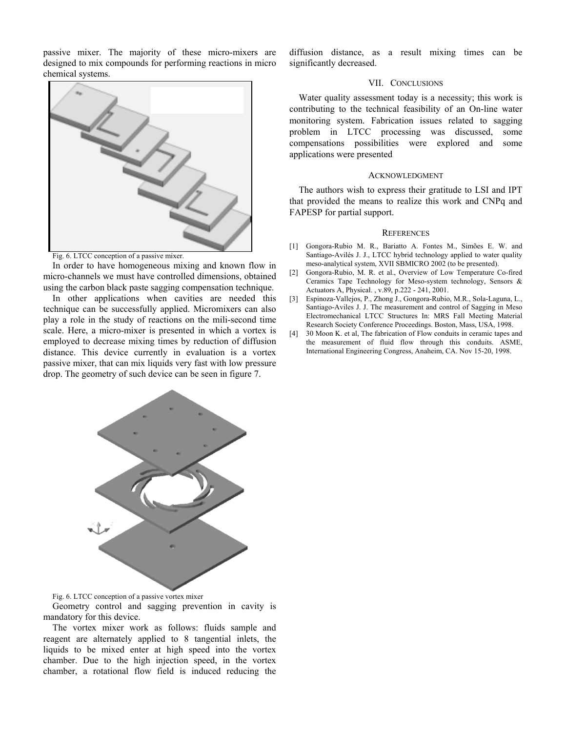passive mixer. The majority of these micro-mixers are designed to mix compounds for performing reactions in micro chemical systems.

Fig. 6. LTCC conception of a passive mixer.

In order to have homogeneous mixing and known flow in micro-channels we must have controlled dimensions, obtained using the carbon black paste sagging compensation technique.

In other applications when cavities are needed this technique can be successfully applied. Micromixers can also play a role in the study of reactions on the mili-second time scale. Here, a micro-mixer is presented in which a vortex is employed to decrease mixing times by reduction of diffusion distance. This device currently in evaluation is a vortex passive mixer, that can mix liquids very fast with low pressure drop. The geometry of such device can be seen in figure 7.

Fig. 6. LTCC conception of a passive vortex mixer

Geometry control and sagging prevention in cavity is mandatory for this device.

The vortex mixer work as follows: fluids sample and reagent are alternately applied to 8 tangential inlets, the liquids to be mixed enter at high speed into the vortex chamber. Due to the high injection speed, in the vortex chamber, a rotational flow field is induced reducing the diffusion distance, as a result mixing times can be significantly decreased.

## VII. CONCLUSIONS

Water quality assessment today is a necessity; this work is contributing to the technical feasibility of an On-line water monitoring system. Fabrication issues related to sagging problem in LTCC processing was discussed, some compensations possibilities were explored and some applications were presented

## ACKNOWLEDGMENT

The authors wish to express their gratitude to LSI and IPT that provided the means to realize this work and CNPq and FAPESP for partial support.

## REFERENCES

[1] Gongora-Rubio M. R., Bariatto A. Fontes M., Simões E. W. and Santiago-Avilés J. J., LTCC hybrid technology applied to water quality meso-analytical system, XVII SBMICRO 2002 (to be presented).

[2] Gongora-Rubio, M. R. et al., Overview of Low Temperature Co-fired Ceramics Tape Technology for Meso-system technology, Sensors & Actuators A, Physical. , v.89, p.222 - 241, 2001.

[3] Espinoza-Vallejos, P., Zhong J., Gongora-Rubio, M.R., Sola-Laguna, L., Santiago-Aviles J. J. The measurement and control of Sagging in Meso Electromechanical LTCC Structures In: MRS Fall Meeting Material Research Society Conference Proceedings. Boston, Mass, USA, 1998.

[4] 30 Moon K. et al, The fabrication of Flow conduits in ceramic tapes and the measurement of fluid flow through this conduits. ASME, International Engineering Congress, Anaheim, CA. Nov 15-20, 1998.